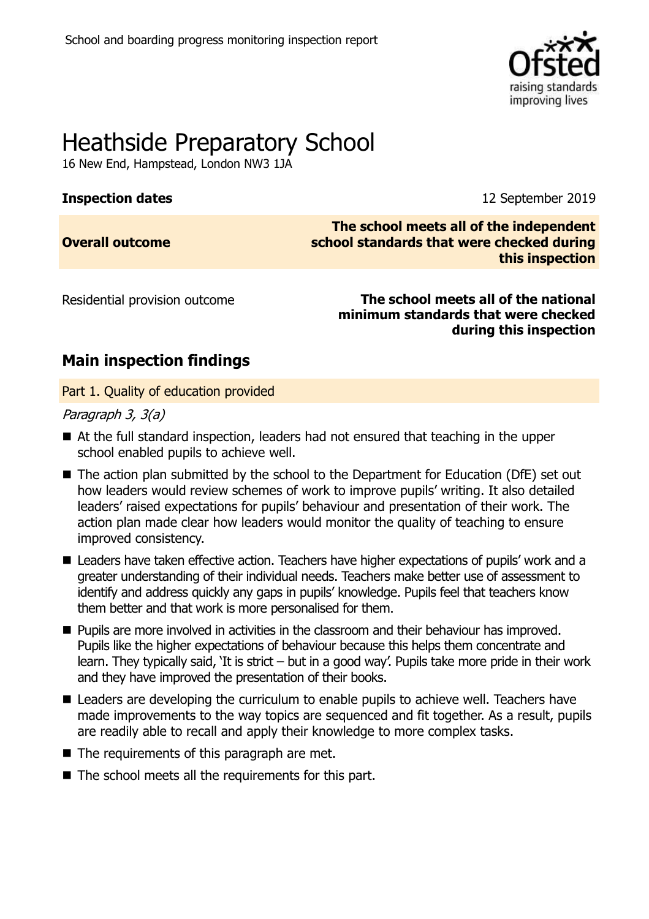School and boarding progress monitoring inspection report

# Heathside Preparatory School

16 New End, Hampstead, London NW3 1JA

| **Inspection dates** | 12 September 2019 |
| --- | --- |
| **Overall outcome** | **The school meets all of the independent school standards that were checked during this inspection** |
| Residential provision outcome | **The school meets all of the national minimum standards that were checked during this inspection** |

## Main inspection findings

### Part 1. Quality of education provided

*Paragraph 3, 3(a)*

- At the full standard inspection, leaders had not ensured that teaching in the upper school enabled pupils to achieve well.
- The action plan submitted by the school to the Department for Education (DfE) set out how leaders would review schemes of work to improve pupils' writing. It also detailed leaders' raised expectations for pupils' behaviour and presentation of their work. The action plan made clear how leaders would monitor the quality of teaching to ensure improved consistency.
- Leaders have taken effective action. Teachers have higher expectations of pupils' work and a greater understanding of their individual needs. Teachers make better use of assessment to identify and address quickly any gaps in pupils' knowledge. Pupils feel that teachers know them better and that work is more personalised for them.
- Pupils are more involved in activities in the classroom and their behaviour has improved. Pupils like the higher expectations of behaviour because this helps them concentrate and learn. They typically said, 'It is strict – but in a good way'. Pupils take more pride in their work and they have improved the presentation of their books.
- Leaders are developing the curriculum to enable pupils to achieve well. Teachers have made improvements to the way topics are sequenced and fit together. As a result, pupils are readily able to recall and apply their knowledge to more complex tasks.
- The requirements of this paragraph are met.
- The school meets all the requirements for this part.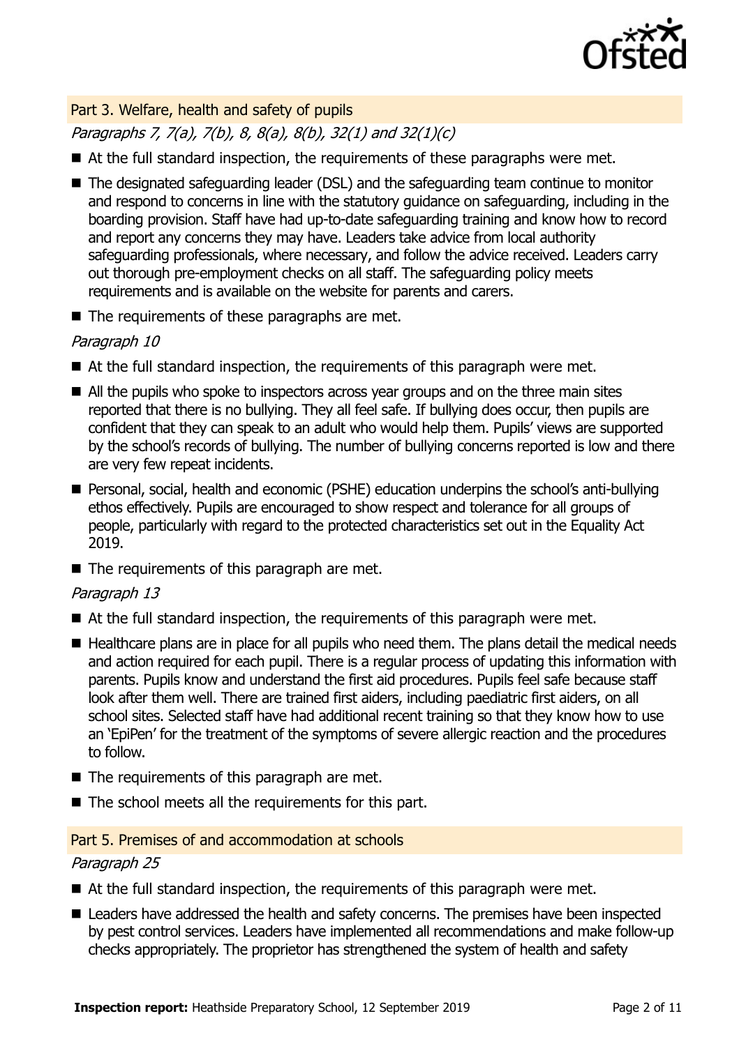## Part 3. Welfare, health and safety of pupils

*Paragraphs 7, 7(a), 7(b), 8, 8(a), 8(b), 32(1) and 32(1)(c)*

- At the full standard inspection, the requirements of these paragraphs were met.
- The designated safeguarding leader (DSL) and the safeguarding team continue to monitor and respond to concerns in line with the statutory guidance on safeguarding, including in the boarding provision. Staff have had up-to-date safeguarding training and know how to record and report any concerns they may have. Leaders take advice from local authority safeguarding professionals, where necessary, and follow the advice received. Leaders carry out thorough pre-employment checks on all staff. The safeguarding policy meets requirements and is available on the website for parents and carers.
- The requirements of these paragraphs are met.

*Paragraph 10*

- At the full standard inspection, the requirements of this paragraph were met.
- All the pupils who spoke to inspectors across year groups and on the three main sites reported that there is no bullying. They all feel safe. If bullying does occur, then pupils are confident that they can speak to an adult who would help them. Pupils' views are supported by the school's records of bullying. The number of bullying concerns reported is low and there are very few repeat incidents.
- Personal, social, health and economic (PSHE) education underpins the school's anti-bullying ethos effectively. Pupils are encouraged to show respect and tolerance for all groups of people, particularly with regard to the protected characteristics set out in the Equality Act 2019.
- The requirements of this paragraph are met.

*Paragraph 13*

- At the full standard inspection, the requirements of this paragraph were met.
- Healthcare plans are in place for all pupils who need them. The plans detail the medical needs and action required for each pupil. There is a regular process of updating this information with parents. Pupils know and understand the first aid procedures. Pupils feel safe because staff look after them well. There are trained first aiders, including paediatric first aiders, on all school sites. Selected staff have had additional recent training so that they know how to use an 'EpiPen' for the treatment of the symptoms of severe allergic reaction and the procedures to follow.
- The requirements of this paragraph are met.
- The school meets all the requirements for this part.

## Part 5. Premises of and accommodation at schools

*Paragraph 25*

- At the full standard inspection, the requirements of this paragraph were met.
- Leaders have addressed the health and safety concerns. The premises have been inspected by pest control services. Leaders have implemented all recommendations and make follow-up checks appropriately. The proprietor has strengthened the system of health and safety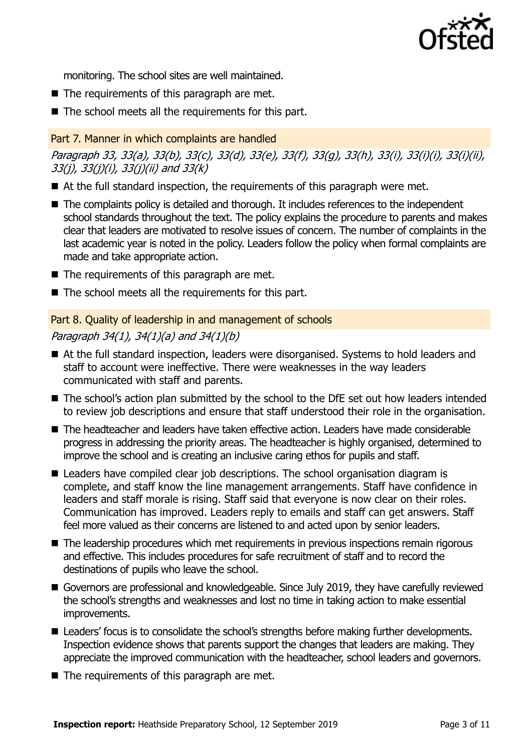monitoring. The school sites are well maintained.

- The requirements of this paragraph are met.
- The school meets all the requirements for this part.

## Part 7. Manner in which complaints are handled

*Paragraph 33, 33(a), 33(b), 33(c), 33(d), 33(e), 33(f), 33(g), 33(h), 33(i), 33(i)(i), 33(i)(ii), 33(j), 33(j)(i), 33(j)(ii) and 33(k)*

- At the full standard inspection, the requirements of this paragraph were met.
- The complaints policy is detailed and thorough. It includes references to the independent school standards throughout the text. The policy explains the procedure to parents and makes clear that leaders are motivated to resolve issues of concern. The number of complaints in the last academic year is noted in the policy. Leaders follow the policy when formal complaints are made and take appropriate action.
- The requirements of this paragraph are met.
- The school meets all the requirements for this part.

## Part 8. Quality of leadership in and management of schools

*Paragraph 34(1), 34(1)(a) and 34(1)(b)*

- At the full standard inspection, leaders were disorganised. Systems to hold leaders and staff to account were ineffective. There were weaknesses in the way leaders communicated with staff and parents.
- The school's action plan submitted by the school to the DfE set out how leaders intended to review job descriptions and ensure that staff understood their role in the organisation.
- The headteacher and leaders have taken effective action. Leaders have made considerable progress in addressing the priority areas. The headteacher is highly organised, determined to improve the school and is creating an inclusive caring ethos for pupils and staff.
- Leaders have compiled clear job descriptions. The school organisation diagram is complete, and staff know the line management arrangements. Staff have confidence in leaders and staff morale is rising. Staff said that everyone is now clear on their roles. Communication has improved. Leaders reply to emails and staff can get answers. Staff feel more valued as their concerns are listened to and acted upon by senior leaders.
- The leadership procedures which met requirements in previous inspections remain rigorous and effective. This includes procedures for safe recruitment of staff and to record the destinations of pupils who leave the school.
- Governors are professional and knowledgeable. Since July 2019, they have carefully reviewed the school's strengths and weaknesses and lost no time in taking action to make essential improvements.
- Leaders' focus is to consolidate the school's strengths before making further developments. Inspection evidence shows that parents support the changes that leaders are making. They appreciate the improved communication with the headteacher, school leaders and governors.
- The requirements of this paragraph are met.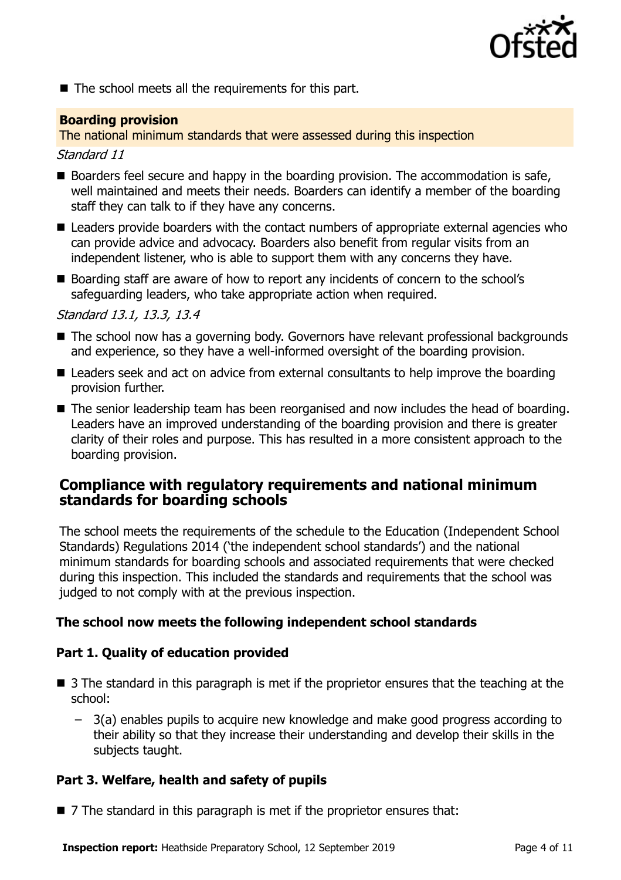- The school meets all the requirements for this part.

**Boarding provision**

The national minimum standards that were assessed during this inspection

*Standard 11*

- Boarders feel secure and happy in the boarding provision. The accommodation is safe, well maintained and meets their needs. Boarders can identify a member of the boarding staff they can talk to if they have any concerns.
- Leaders provide boarders with the contact numbers of appropriate external agencies who can provide advice and advocacy. Boarders also benefit from regular visits from an independent listener, who is able to support them with any concerns they have.
- Boarding staff are aware of how to report any incidents of concern to the school's safeguarding leaders, who take appropriate action when required.

*Standard 13.1, 13.3, 13.4*

- The school now has a governing body. Governors have relevant professional backgrounds and experience, so they have a well-informed oversight of the boarding provision.
- Leaders seek and act on advice from external consultants to help improve the boarding provision further.
- The senior leadership team has been reorganised and now includes the head of boarding. Leaders have an improved understanding of the boarding provision and there is greater clarity of their roles and purpose. This has resulted in a more consistent approach to the boarding provision.

## Compliance with regulatory requirements and national minimum standards for boarding schools

The school meets the requirements of the schedule to the Education (Independent School Standards) Regulations 2014 ('the independent school standards') and the national minimum standards for boarding schools and associated requirements that were checked during this inspection. This included the standards and requirements that the school was judged to not comply with at the previous inspection.

### The school now meets the following independent school standards

### Part 1. Quality of education provided

- 3 The standard in this paragraph is met if the proprietor ensures that the teaching at the school:
  - 3(a) enables pupils to acquire new knowledge and make good progress according to their ability so that they increase their understanding and develop their skills in the subjects taught.

### Part 3. Welfare, health and safety of pupils

- 7 The standard in this paragraph is met if the proprietor ensures that: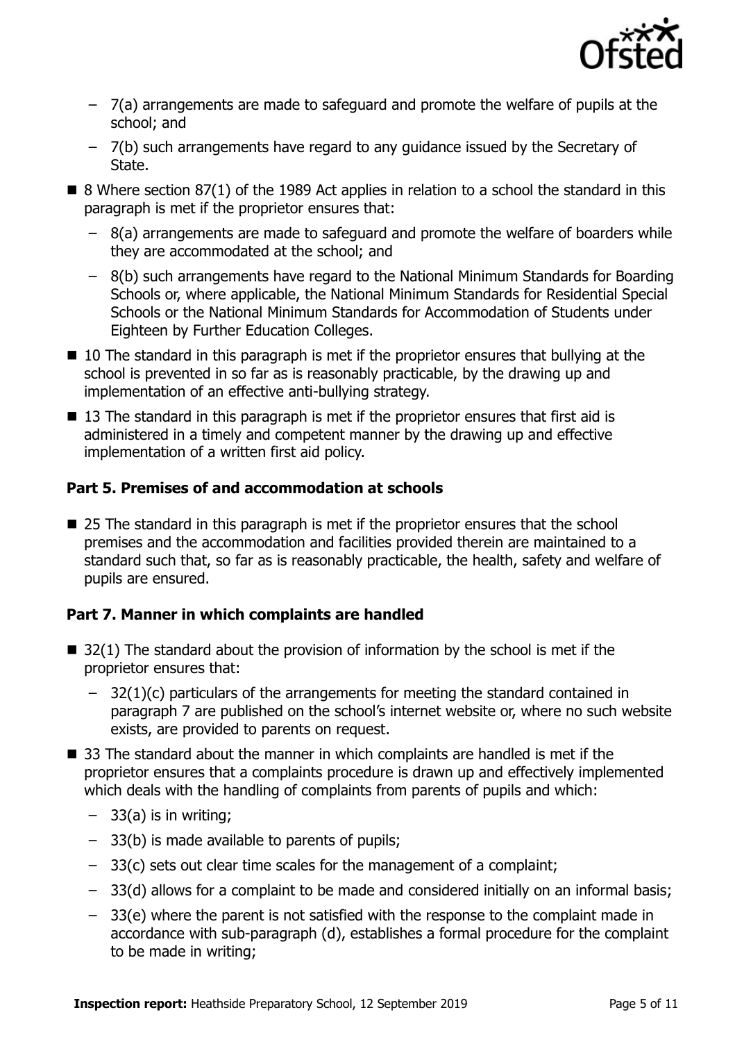- 7(a) arrangements are made to safeguard and promote the welfare of pupils at the school; and
  - 7(b) such arrangements have regard to any guidance issued by the Secretary of State.
- 8 Where section 87(1) of the 1989 Act applies in relation to a school the standard in this paragraph is met if the proprietor ensures that:
  - 8(a) arrangements are made to safeguard and promote the welfare of boarders while they are accommodated at the school; and
  - 8(b) such arrangements have regard to the National Minimum Standards for Boarding Schools or, where applicable, the National Minimum Standards for Residential Special Schools or the National Minimum Standards for Accommodation of Students under Eighteen by Further Education Colleges.
- 10 The standard in this paragraph is met if the proprietor ensures that bullying at the school is prevented in so far as is reasonably practicable, by the drawing up and implementation of an effective anti-bullying strategy.
- 13 The standard in this paragraph is met if the proprietor ensures that first aid is administered in a timely and competent manner by the drawing up and effective implementation of a written first aid policy.

**Part 5. Premises of and accommodation at schools**

- 25 The standard in this paragraph is met if the proprietor ensures that the school premises and the accommodation and facilities provided therein are maintained to a standard such that, so far as is reasonably practicable, the health, safety and welfare of pupils are ensured.

**Part 7. Manner in which complaints are handled**

- 32(1) The standard about the provision of information by the school is met if the proprietor ensures that:
  - 32(1)(c) particulars of the arrangements for meeting the standard contained in paragraph 7 are published on the school's internet website or, where no such website exists, are provided to parents on request.
- 33 The standard about the manner in which complaints are handled is met if the proprietor ensures that a complaints procedure is drawn up and effectively implemented which deals with the handling of complaints from parents of pupils and which:
  - 33(a) is in writing;
  - 33(b) is made available to parents of pupils;
  - 33(c) sets out clear time scales for the management of a complaint;
  - 33(d) allows for a complaint to be made and considered initially on an informal basis;
  - 33(e) where the parent is not satisfied with the response to the complaint made in accordance with sub-paragraph (d), establishes a formal procedure for the complaint to be made in writing;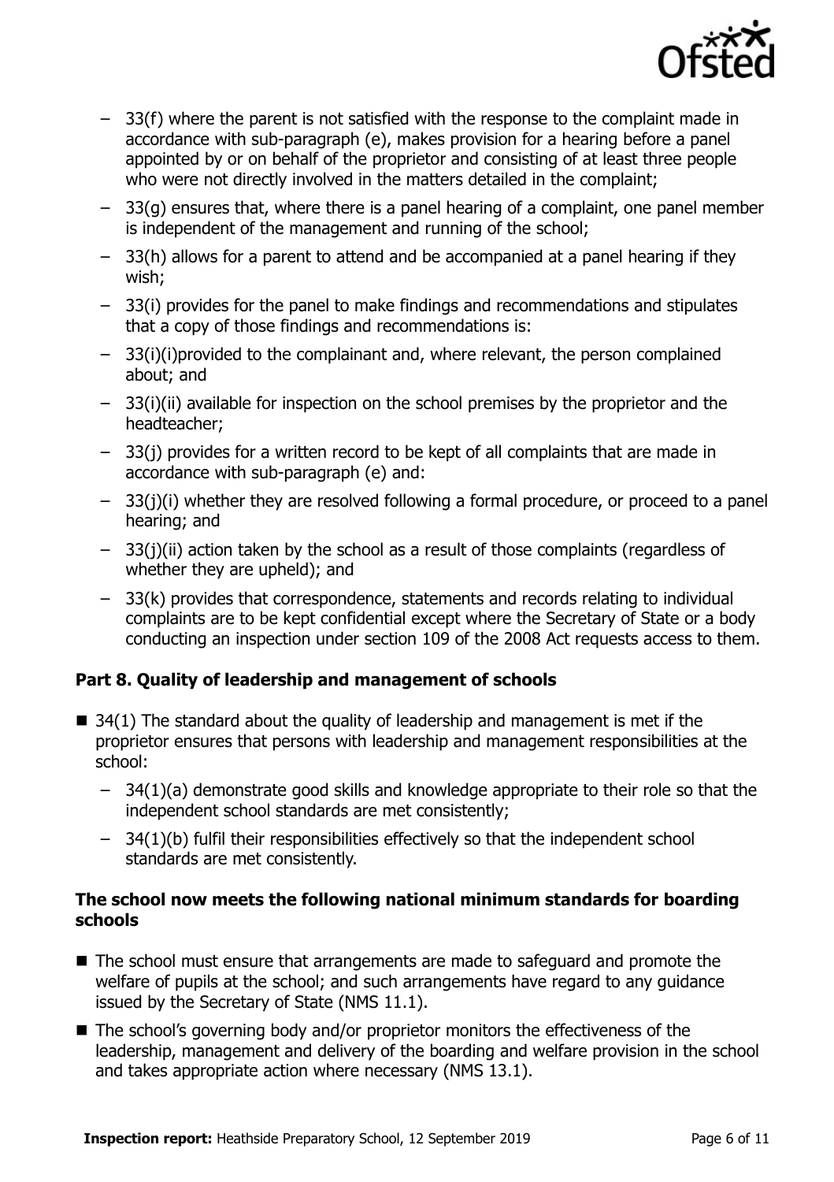- 33(f) where the parent is not satisfied with the response to the complaint made in accordance with sub-paragraph (e), makes provision for a hearing before a panel appointed by or on behalf of the proprietor and consisting of at least three people who were not directly involved in the matters detailed in the complaint;
- 33(g) ensures that, where there is a panel hearing of a complaint, one panel member is independent of the management and running of the school;
- 33(h) allows for a parent to attend and be accompanied at a panel hearing if they wish;
- 33(i) provides for the panel to make findings and recommendations and stipulates that a copy of those findings and recommendations is:
- 33(i)(i)provided to the complainant and, where relevant, the person complained about; and
- 33(i)(ii) available for inspection on the school premises by the proprietor and the headteacher;
- 33(j) provides for a written record to be kept of all complaints that are made in accordance with sub-paragraph (e) and:
- 33(j)(i) whether they are resolved following a formal procedure, or proceed to a panel hearing; and
- 33(j)(ii) action taken by the school as a result of those complaints (regardless of whether they are upheld); and
- 33(k) provides that correspondence, statements and records relating to individual complaints are to be kept confidential except where the Secretary of State or a body conducting an inspection under section 109 of the 2008 Act requests access to them.

**Part 8. Quality of leadership and management of schools**

- 34(1) The standard about the quality of leadership and management is met if the proprietor ensures that persons with leadership and management responsibilities at the school:
  - 34(1)(a) demonstrate good skills and knowledge appropriate to their role so that the independent school standards are met consistently;
  - 34(1)(b) fulfil their responsibilities effectively so that the independent school standards are met consistently.

**The school now meets the following national minimum standards for boarding schools**

- The school must ensure that arrangements are made to safeguard and promote the welfare of pupils at the school; and such arrangements have regard to any guidance issued by the Secretary of State (NMS 11.1).
- The school's governing body and/or proprietor monitors the effectiveness of the leadership, management and delivery of the boarding and welfare provision in the school and takes appropriate action where necessary (NMS 13.1).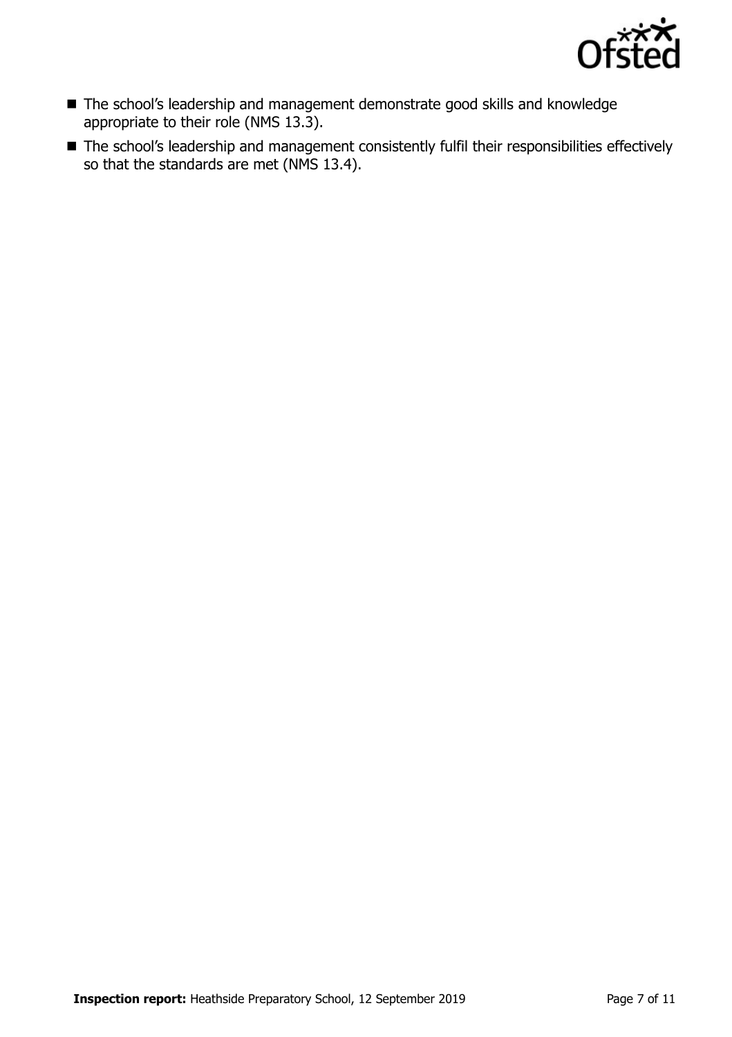- The school's leadership and management demonstrate good skills and knowledge appropriate to their role (NMS 13.3).
- The school's leadership and management consistently fulfil their responsibilities effectively so that the standards are met (NMS 13.4).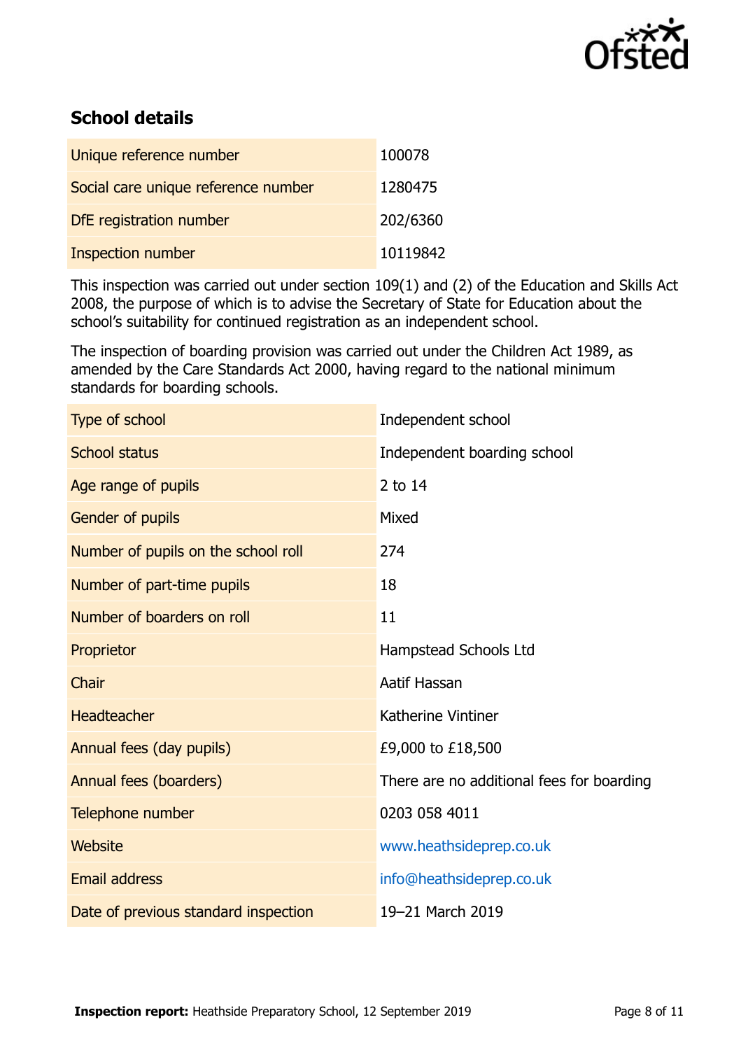## School details

| | |
|---|---|
| Unique reference number | 100078 |
| Social care unique reference number | 1280475 |
| DfE registration number | 202/6360 |
| Inspection number | 10119842 |

This inspection was carried out under section 109(1) and (2) of the Education and Skills Act 2008, the purpose of which is to advise the Secretary of State for Education about the school's suitability for continued registration as an independent school.

The inspection of boarding provision was carried out under the Children Act 1989, as amended by the Care Standards Act 2000, having regard to the national minimum standards for boarding schools.

| | |
|---|---|
| Type of school | Independent school |
| School status | Independent boarding school |
| Age range of pupils | 2 to 14 |
| Gender of pupils | Mixed |
| Number of pupils on the school roll | 274 |
| Number of part-time pupils | 18 |
| Number of boarders on roll | 11 |
| Proprietor | Hampstead Schools Ltd |
| Chair | Aatif Hassan |
| Headteacher | Katherine Vintiner |
| Annual fees (day pupils) | £9,000 to £18,500 |
| Annual fees (boarders) | There are no additional fees for boarding |
| Telephone number | 0203 058 4011 |
| Website | www.heathsideprep.co.uk |
| Email address | info@heathsideprep.co.uk |
| Date of previous standard inspection | 19–21 March 2019 |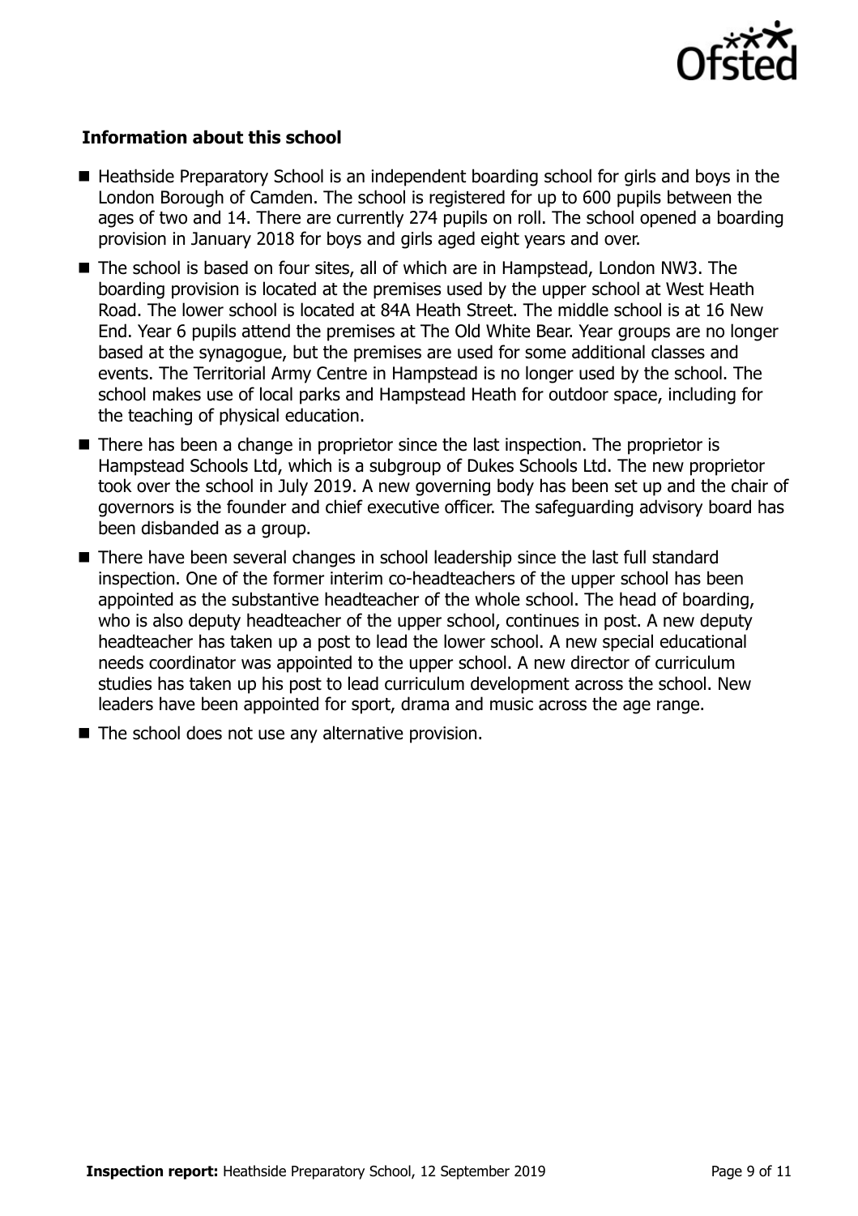## Information about this school

- Heathside Preparatory School is an independent boarding school for girls and boys in the London Borough of Camden. The school is registered for up to 600 pupils between the ages of two and 14. There are currently 274 pupils on roll. The school opened a boarding provision in January 2018 for boys and girls aged eight years and over.
- The school is based on four sites, all of which are in Hampstead, London NW3. The boarding provision is located at the premises used by the upper school at West Heath Road. The lower school is located at 84A Heath Street. The middle school is at 16 New End. Year 6 pupils attend the premises at The Old White Bear. Year groups are no longer based at the synagogue, but the premises are used for some additional classes and events. The Territorial Army Centre in Hampstead is no longer used by the school. The school makes use of local parks and Hampstead Heath for outdoor space, including for the teaching of physical education.
- There has been a change in proprietor since the last inspection. The proprietor is Hampstead Schools Ltd, which is a subgroup of Dukes Schools Ltd. The new proprietor took over the school in July 2019. A new governing body has been set up and the chair of governors is the founder and chief executive officer. The safeguarding advisory board has been disbanded as a group.
- There have been several changes in school leadership since the last full standard inspection. One of the former interim co-headteachers of the upper school has been appointed as the substantive headteacher of the whole school. The head of boarding, who is also deputy headteacher of the upper school, continues in post. A new deputy headteacher has taken up a post to lead the lower school. A new special educational needs coordinator was appointed to the upper school. A new director of curriculum studies has taken up his post to lead curriculum development across the school. New leaders have been appointed for sport, drama and music across the age range.
- The school does not use any alternative provision.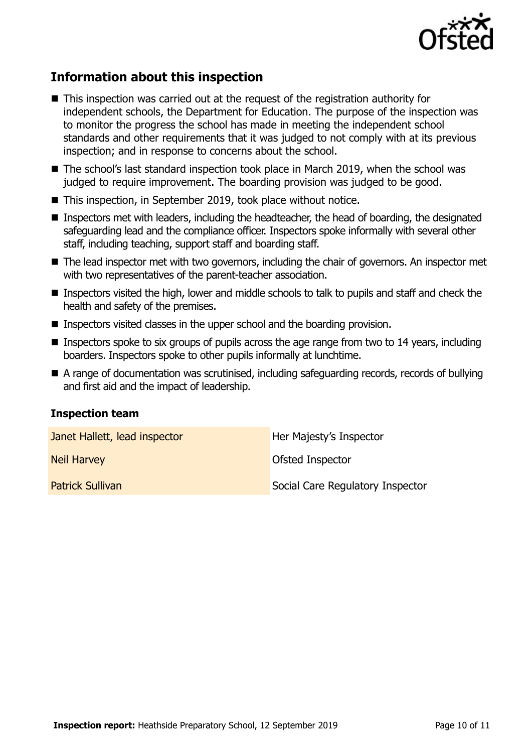## Information about this inspection

- This inspection was carried out at the request of the registration authority for independent schools, the Department for Education. The purpose of the inspection was to monitor the progress the school has made in meeting the independent school standards and other requirements that it was judged to not comply with at its previous inspection; and in response to concerns about the school.
- The school's last standard inspection took place in March 2019, when the school was judged to require improvement. The boarding provision was judged to be good.
- This inspection, in September 2019, took place without notice.
- Inspectors met with leaders, including the headteacher, the head of boarding, the designated safeguarding lead and the compliance officer. Inspectors spoke informally with several other staff, including teaching, support staff and boarding staff.
- The lead inspector met with two governors, including the chair of governors. An inspector met with two representatives of the parent-teacher association.
- Inspectors visited the high, lower and middle schools to talk to pupils and staff and check the health and safety of the premises.
- Inspectors visited classes in the upper school and the boarding provision.
- Inspectors spoke to six groups of pupils across the age range from two to 14 years, including boarders. Inspectors spoke to other pupils informally at lunchtime.
- A range of documentation was scrutinised, including safeguarding records, records of bullying and first aid and the impact of leadership.

### Inspection team

| | |
| --- | --- |
| Janet Hallett, lead inspector | Her Majesty's Inspector |
| Neil Harvey | Ofsted Inspector |
| Patrick Sullivan | Social Care Regulatory Inspector |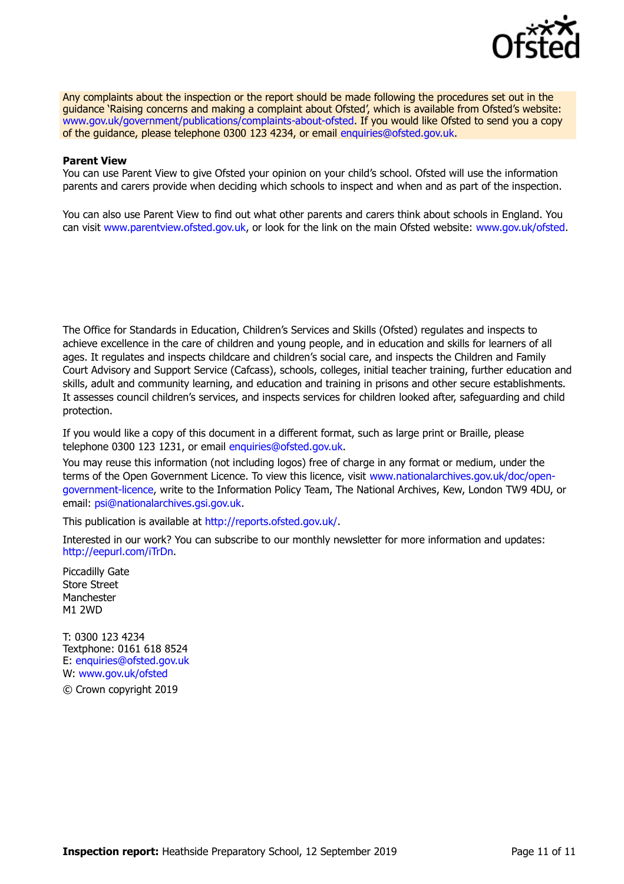Any complaints about the inspection or the report should be made following the procedures set out in the guidance 'Raising concerns and making a complaint about Ofsted', which is available from Ofsted's website: www.gov.uk/government/publications/complaints-about-ofsted. If you would like Ofsted to send you a copy of the guidance, please telephone 0300 123 4234, or email enquiries@ofsted.gov.uk.

**Parent View**

You can use Parent View to give Ofsted your opinion on your child's school. Ofsted will use the information parents and carers provide when deciding which schools to inspect and when and as part of the inspection.

You can also use Parent View to find out what other parents and carers think about schools in England. You can visit www.parentview.ofsted.gov.uk, or look for the link on the main Ofsted website: www.gov.uk/ofsted.

The Office for Standards in Education, Children's Services and Skills (Ofsted) regulates and inspects to achieve excellence in the care of children and young people, and in education and skills for learners of all ages. It regulates and inspects childcare and children's social care, and inspects the Children and Family Court Advisory and Support Service (Cafcass), schools, colleges, initial teacher training, further education and skills, adult and community learning, and education and training in prisons and other secure establishments. It assesses council children's services, and inspects services for children looked after, safeguarding and child protection.

If you would like a copy of this document in a different format, such as large print or Braille, please telephone 0300 123 1231, or email enquiries@ofsted.gov.uk.

You may reuse this information (not including logos) free of charge in any format or medium, under the terms of the Open Government Licence. To view this licence, visit www.nationalarchives.gov.uk/doc/open-government-licence, write to the Information Policy Team, The National Archives, Kew, London TW9 4DU, or email: psi@nationalarchives.gsi.gov.uk.

This publication is available at http://reports.ofsted.gov.uk/.

Interested in our work? You can subscribe to our monthly newsletter for more information and updates: http://eepurl.com/iTrDn.

Piccadilly Gate
Store Street
Manchester
M1 2WD

T: 0300 123 4234
Textphone: 0161 618 8524
E: enquiries@ofsted.gov.uk
W: www.gov.uk/ofsted

© Crown copyright 2019